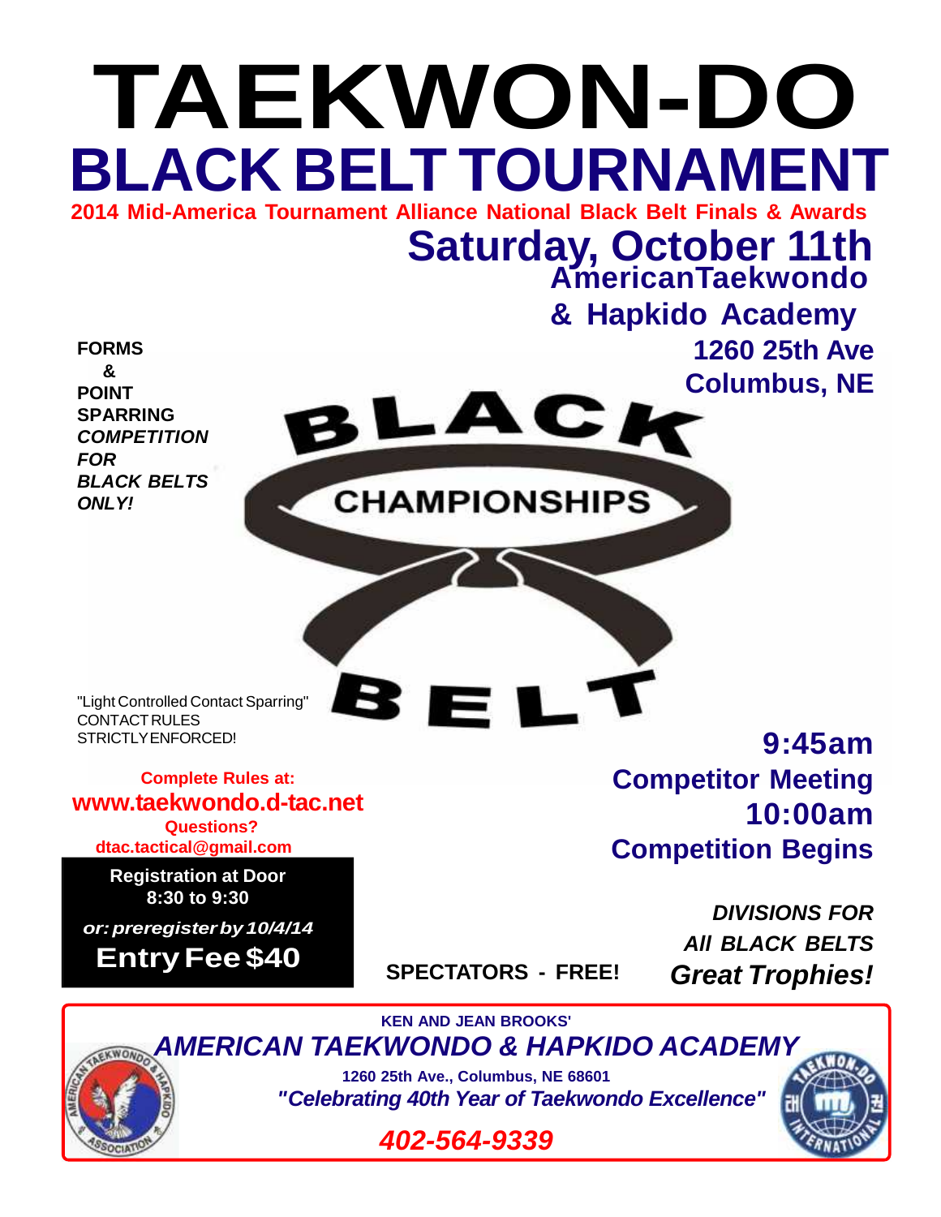# TAEKWON-DO

# BLACK BELT TOURNAMENT

**2014 Mid-America Tournament Alliance National Black Belt Finals & Awards**

## Saturday, October 11th

**American Taekwondo & Hapkido Academy**
**1260 25th Ave**
**Columbus, NE**

**FORMS & POINT SPARRING *COMPETITION FOR BLACK BELTS ONLY!***

BLACK CHAMPIONSHIPS BELT

"Light Controlled Contact Sparring" CONTACT RULES STRICTLY ENFORCED!

**Complete Rules at:**
**www.taekwondo.d-tac.net**
**Questions?**
**dtac.tactical@gmail.com**

**Registration at Door 8:30 to 9:30**
***or: preregister by 10/4/14***
**Entry Fee $40**

**9:45am Competitor Meeting**
**10:00am Competition Begins**

**SPECTATORS - FREE!**

***DIVISIONS FOR All BLACK BELTS***
***Great Trophies!***

---

**KEN AND JEAN BROOKS'**

***AMERICAN TAEKWONDO & HAPKIDO ACADEMY***

**1260 25th Ave., Columbus, NE 68601**

***"Celebrating 40th Year of Taekwondo Excellence"***

***402-564-9339***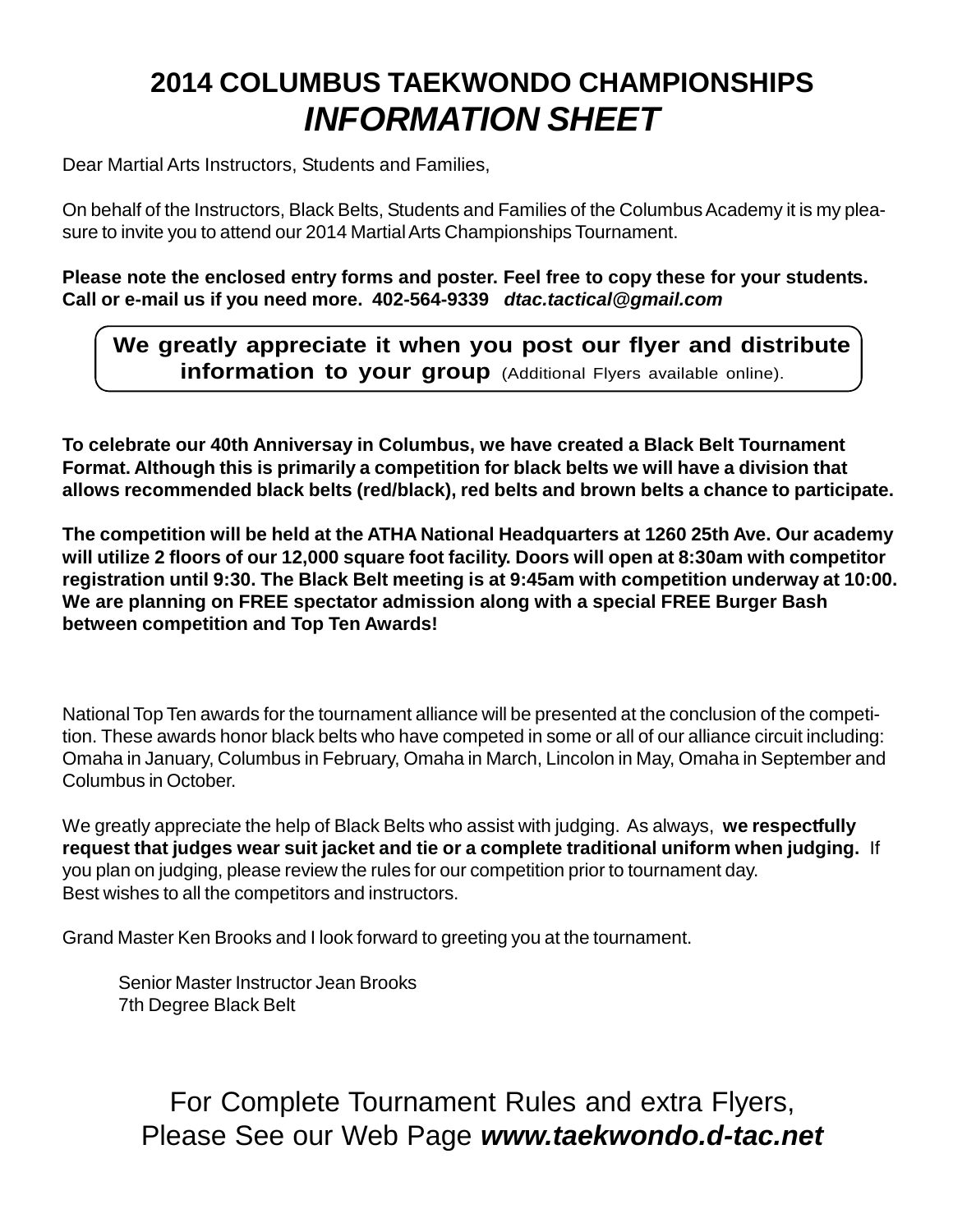# 2014 COLUMBUS TAEKWONDO CHAMPIONSHIPS
## *INFORMATION SHEET*

Dear Martial Arts Instructors, Students and Families,

On behalf of the Instructors, Black Belts, Students and Families of the Columbus Academy it is my pleasure to invite you to attend our 2014 Martial Arts Championships Tournament.

**Please note the enclosed entry forms and poster. Feel free to copy these for your students. Call or e-mail us if you need more. 402-564-9339** ***dtac.tactical@gmail.com***

**We greatly appreciate it when you post our flyer and distribute information to your group** (Additional Flyers available online).

**To celebrate our 40th Anniversay in Columbus, we have created a Black Belt Tournament Format. Although this is primarily a competition for black belts we will have a division that allows recommended black belts (red/black), red belts and brown belts a chance to participate.**

**The competition will be held at the ATHA National Headquarters at 1260 25th Ave. Our academy will utilize 2 floors of our 12,000 square foot facility. Doors will open at 8:30am with competitor registration until 9:30. The Black Belt meeting is at 9:45am with competition underway at 10:00. We are planning on FREE spectator admission along with a special FREE Burger Bash between competition and Top Ten Awards!**

National Top Ten awards for the tournament alliance will be presented at the conclusion of the competition. These awards honor black belts who have competed in some or all of our alliance circuit including: Omaha in January, Columbus in February, Omaha in March, Lincolon in May, Omaha in September and Columbus in October.

We greatly appreciate the help of Black Belts who assist with judging. As always, **we respectfully request that judges wear suit jacket and tie or a complete traditional uniform when judging.** If you plan on judging, please review the rules for our competition prior to tournament day.
Best wishes to all the competitors and instructors.

Grand Master Ken Brooks and I look forward to greeting you at the tournament.

Senior Master Instructor Jean Brooks
7th Degree Black Belt

For Complete Tournament Rules and extra Flyers,
Please See our Web Page ***www.taekwondo.d-tac.net***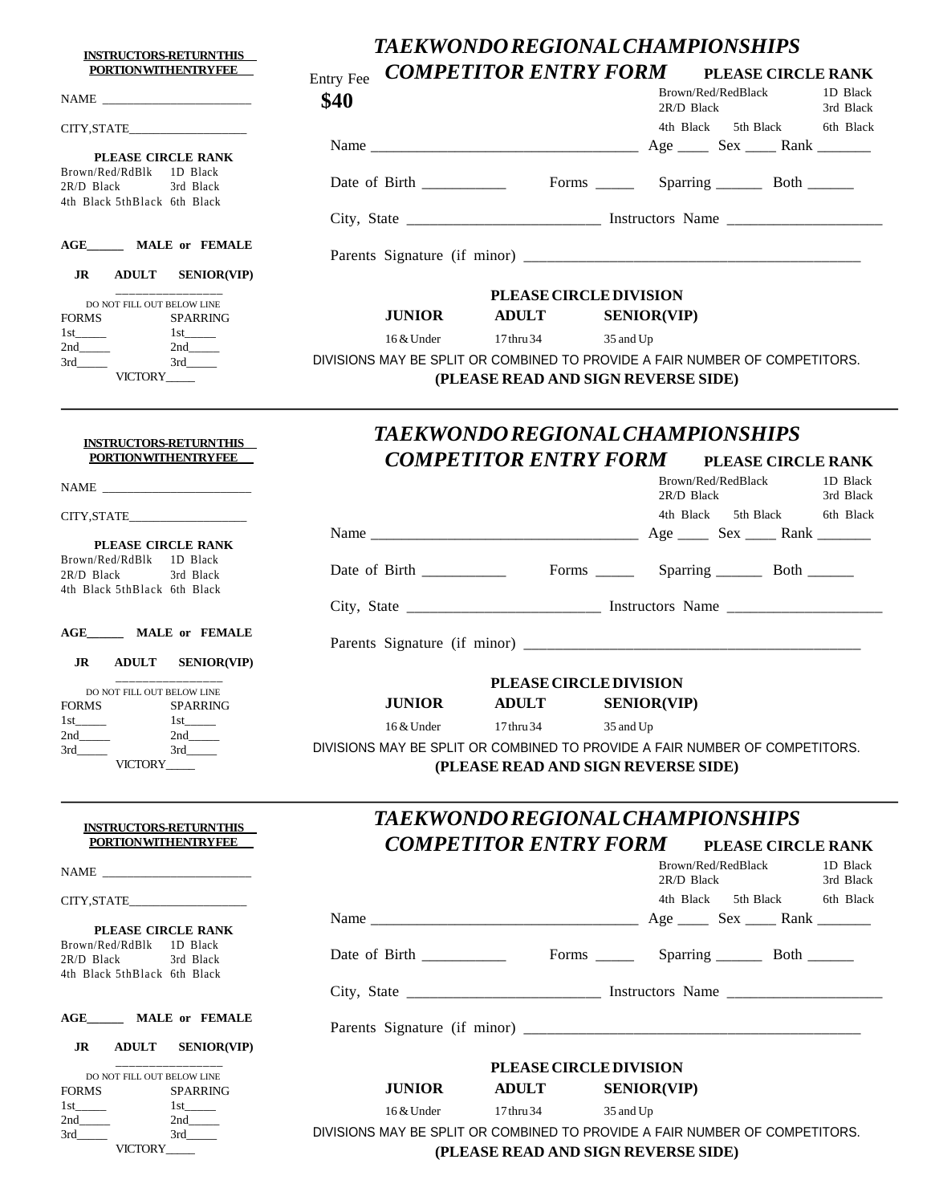**INSTRUCTORS-RETURNTHIS PORTIONWITHENTRYFEE**

NAME ________________________

CITY,STATE___________________

**PLEASE CIRCLE RANK**

Brown/Red/RdBlk 1D Black
2R/D Black 3rd Black
4th Black 5thBlack 6th Black

**AGE______ MALE or FEMALE**

**JR ADULT SENIOR(VIP)**

DO NOT FILL OUT BELOW LINE

FORMS SPARRING
1st_____ 1st_____
2nd_____ 2nd_____
3rd_____ 3rd_____
VICTORY_____

# *TAEKWONDO REGIONAL CHAMPIONSHIPS*

## *COMPETITOR ENTRY FORM*

Entry Fee
**$40**

**PLEASE CIRCLE RANK**

Brown/Red/RedBlack 1D Black
2R/D Black 3rd Black
4th Black 5th Black 6th Black

Name ___________________________________ Age ____ Sex ____ Rank _______

Date of Birth ___________ Forms _____ Sparring ______ Both ______

City, State _________________________ Instructors Name ____________________

Parents Signature (if minor) ____________________________________________

**PLEASE CIRCLE DIVISION**

**JUNIOR** 16 & Under **ADULT** 17 thru 34 **SENIOR(VIP)** 35 and Up

DIVISIONS MAY BE SPLIT OR COMBINED TO PROVIDE A FAIR NUMBER OF COMPETITORS.

**(PLEASE READ AND SIGN REVERSE SIDE)**

---

**INSTRUCTORS-RETURNTHIS PORTIONWITHENTRYFEE**

NAME ________________________

CITY,STATE___________________

**PLEASE CIRCLE RANK**

Brown/Red/RdBlk 1D Black
2R/D Black 3rd Black
4th Black 5thBlack 6th Black

**AGE______ MALE or FEMALE**

**JR ADULT SENIOR(VIP)**

DO NOT FILL OUT BELOW LINE

FORMS SPARRING
1st_____ 1st_____
2nd_____ 2nd_____
3rd_____ 3rd_____
VICTORY_____

# *TAEKWONDO REGIONAL CHAMPIONSHIPS*

## *COMPETITOR ENTRY FORM*

**PLEASE CIRCLE RANK**

Brown/Red/RedBlack 1D Black
2R/D Black 3rd Black
4th Black 5th Black 6th Black

Name ___________________________________ Age ____ Sex ____ Rank _______

Date of Birth ___________ Forms _____ Sparring ______ Both ______

City, State _________________________ Instructors Name ____________________

Parents Signature (if minor) ____________________________________________

**PLEASE CIRCLE DIVISION**

**JUNIOR** 16 & Under **ADULT** 17 thru 34 **SENIOR(VIP)** 35 and Up

DIVISIONS MAY BE SPLIT OR COMBINED TO PROVIDE A FAIR NUMBER OF COMPETITORS.

**(PLEASE READ AND SIGN REVERSE SIDE)**

---

**INSTRUCTORS-RETURNTHIS PORTIONWITHENTRYFEE**

NAME ________________________

CITY,STATE___________________

**PLEASE CIRCLE RANK**

Brown/Red/RdBlk 1D Black
2R/D Black 3rd Black
4th Black 5thBlack 6th Black

**AGE______ MALE or FEMALE**

**JR ADULT SENIOR(VIP)**

DO NOT FILL OUT BELOW LINE

FORMS SPARRING
1st_____ 1st_____
2nd_____ 2nd_____
3rd_____ 3rd_____
VICTORY_____

# *TAEKWONDO REGIONAL CHAMPIONSHIPS*

## *COMPETITOR ENTRY FORM*

**PLEASE CIRCLE RANK**

Brown/Red/RedBlack 1D Black
2R/D Black 3rd Black
4th Black 5th Black 6th Black

Name ___________________________________ Age ____ Sex ____ Rank _______

Date of Birth ___________ Forms _____ Sparring ______ Both ______

City, State _________________________ Instructors Name ____________________

Parents Signature (if minor) ____________________________________________

**PLEASE CIRCLE DIVISION**

**JUNIOR** 16 & Under **ADULT** 17 thru 34 **SENIOR(VIP)** 35 and Up

DIVISIONS MAY BE SPLIT OR COMBINED TO PROVIDE A FAIR NUMBER OF COMPETITORS.

**(PLEASE READ AND SIGN REVERSE SIDE)**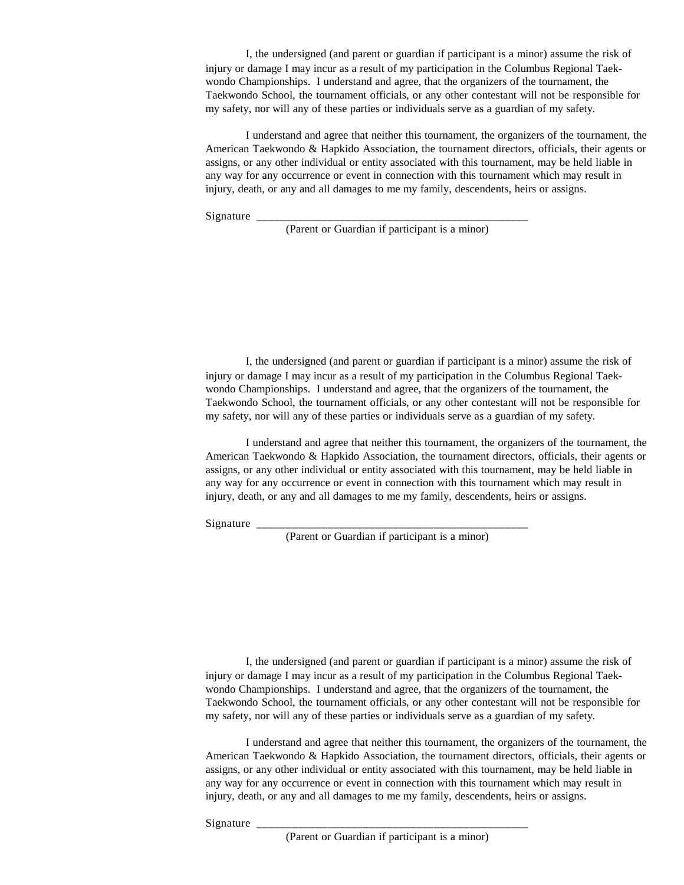I, the undersigned (and parent or guardian if participant is a minor) assume the risk of injury or damage I may incur as a result of my participation in the Columbus Regional Taekwondo Championships. I understand and agree, that the organizers of the tournament, the Taekwondo School, the tournament officials, or any other contestant will not be responsible for my safety, nor will any of these parties or individuals serve as a guardian of my safety.

I understand and agree that neither this tournament, the organizers of the tournament, the American Taekwondo & Hapkido Association, the tournament directors, officials, their agents or assigns, or any other individual or entity associated with this tournament, may be held liable in any way for any occurrence or event in connection with this tournament which may result in injury, death, or any and all damages to me my family, descendents, heirs or assigns.

Signature _________________________________________________

(Parent or Guardian if participant is a minor)

I, the undersigned (and parent or guardian if participant is a minor) assume the risk of injury or damage I may incur as a result of my participation in the Columbus Regional Taekwondo Championships. I understand and agree, that the organizers of the tournament, the Taekwondo School, the tournament officials, or any other contestant will not be responsible for my safety, nor will any of these parties or individuals serve as a guardian of my safety.

I understand and agree that neither this tournament, the organizers of the tournament, the American Taekwondo & Hapkido Association, the tournament directors, officials, their agents or assigns, or any other individual or entity associated with this tournament, may be held liable in any way for any occurrence or event in connection with this tournament which may result in injury, death, or any and all damages to me my family, descendents, heirs or assigns.

Signature _________________________________________________

(Parent or Guardian if participant is a minor)

I, the undersigned (and parent or guardian if participant is a minor) assume the risk of injury or damage I may incur as a result of my participation in the Columbus Regional Taekwondo Championships. I understand and agree, that the organizers of the tournament, the Taekwondo School, the tournament officials, or any other contestant will not be responsible for my safety, nor will any of these parties or individuals serve as a guardian of my safety.

I understand and agree that neither this tournament, the organizers of the tournament, the American Taekwondo & Hapkido Association, the tournament directors, officials, their agents or assigns, or any other individual or entity associated with this tournament, may be held liable in any way for any occurrence or event in connection with this tournament which may result in injury, death, or any and all damages to me my family, descendents, heirs or assigns.

Signature _________________________________________________

(Parent or Guardian if participant is a minor)